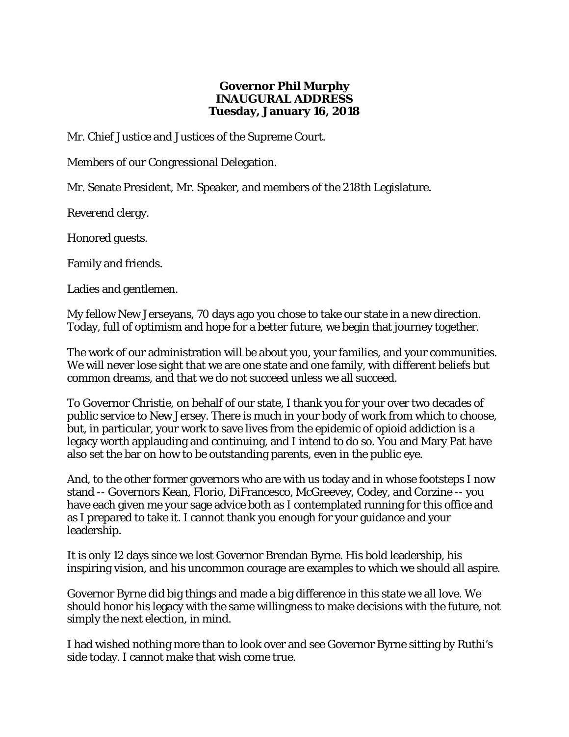**Governor Phil Murphy**
**INAUGURAL ADDRESS**
**Tuesday, January 16, 2018**

Mr. Chief Justice and Justices of the Supreme Court.

Members of our Congressional Delegation.

Mr. Senate President, Mr. Speaker, and members of the 218th Legislature.

Reverend clergy.

Honored guests.

Family and friends.

Ladies and gentlemen.

My fellow New Jerseyans, 70 days ago you chose to take our state in a new direction. Today, full of optimism and hope for a better future, we begin that journey together.

The work of our administration will be about you, your families, and your communities. We will never lose sight that we are one state and one family, with different beliefs but common dreams, and that we do not succeed unless we all succeed.

To Governor Christie, on behalf of our state, I thank you for your over two decades of public service to New Jersey. There is much in your body of work from which to choose, but, in particular, your work to save lives from the epidemic of opioid addiction is a legacy worth applauding and continuing, and I intend to do so. You and Mary Pat have also set the bar on how to be outstanding parents, even in the public eye.

And, to the other former governors who are with us today and in whose footsteps I now stand -- Governors Kean, Florio, DiFrancesco, McGreevey, Codey, and Corzine -- you have each given me your sage advice both as I contemplated running for this office and as I prepared to take it. I cannot thank you enough for your guidance and your leadership.

It is only 12 days since we lost Governor Brendan Byrne. His bold leadership, his inspiring vision, and his uncommon courage are examples to which we should all aspire.

Governor Byrne did big things and made a big difference in this state we all love. We should honor his legacy with the same willingness to make decisions with the future, not simply the next election, in mind.

I had wished nothing more than to look over and see Governor Byrne sitting by Ruthi's side today. I cannot make that wish come true.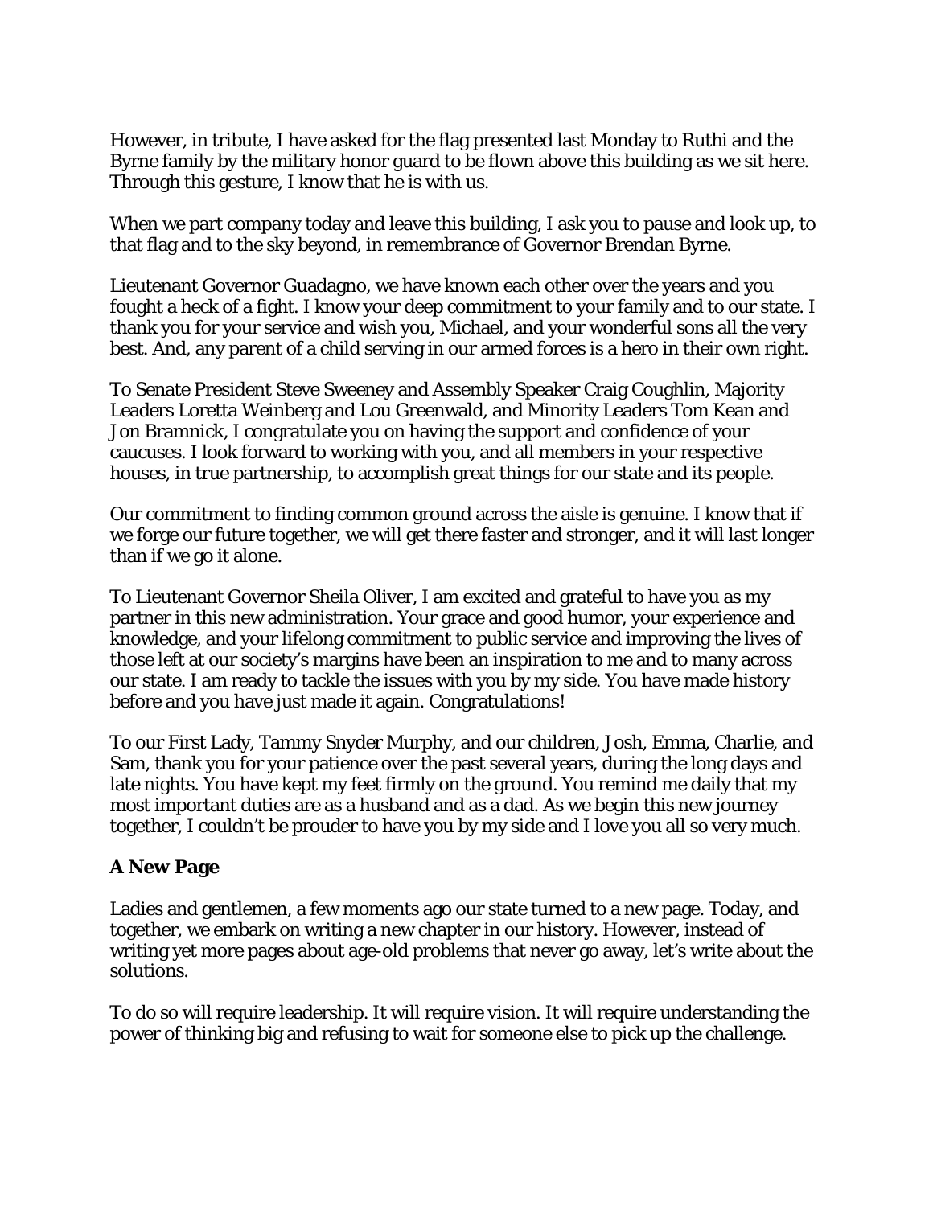However, in tribute, I have asked for the flag presented last Monday to Ruthi and the Byrne family by the military honor guard to be flown above this building as we sit here. Through this gesture, I know that he is with us.

When we part company today and leave this building, I ask you to pause and look up, to that flag and to the sky beyond, in remembrance of Governor Brendan Byrne.

Lieutenant Governor Guadagno, we have known each other over the years and you fought a heck of a fight. I know your deep commitment to your family and to our state. I thank you for your service and wish you, Michael, and your wonderful sons all the very best. And, any parent of a child serving in our armed forces is a hero in their own right.

To Senate President Steve Sweeney and Assembly Speaker Craig Coughlin, Majority Leaders Loretta Weinberg and Lou Greenwald, and Minority Leaders Tom Kean and Jon Bramnick, I congratulate you on having the support and confidence of your caucuses. I look forward to working with you, and all members in your respective houses, in true partnership, to accomplish great things for our state and its people.

Our commitment to finding common ground across the aisle is genuine. I know that if we forge our future together, we will get there faster and stronger, and it will last longer than if we go it alone.

To Lieutenant Governor Sheila Oliver, I am excited and grateful to have you as my partner in this new administration. Your grace and good humor, your experience and knowledge, and your lifelong commitment to public service and improving the lives of those left at our society's margins have been an inspiration to me and to many across our state. I am ready to tackle the issues with you by my side. You have made history before and you have just made it again. Congratulations!

To our First Lady, Tammy Snyder Murphy, and our children, Josh, Emma, Charlie, and Sam, thank you for your patience over the past several years, during the long days and late nights. You have kept my feet firmly on the ground. You remind me daily that my most important duties are as a husband and as a dad. As we begin this new journey together, I couldn't be prouder to have you by my side and I love you all so very much.

**A New Page**

Ladies and gentlemen, a few moments ago our state turned to a new page. Today, and together, we embark on writing a new chapter in our history. However, instead of writing yet more pages about age-old problems that never go away, let's write about the solutions.

To do so will require leadership. It will require vision. It will require understanding the power of thinking big and refusing to wait for someone else to pick up the challenge.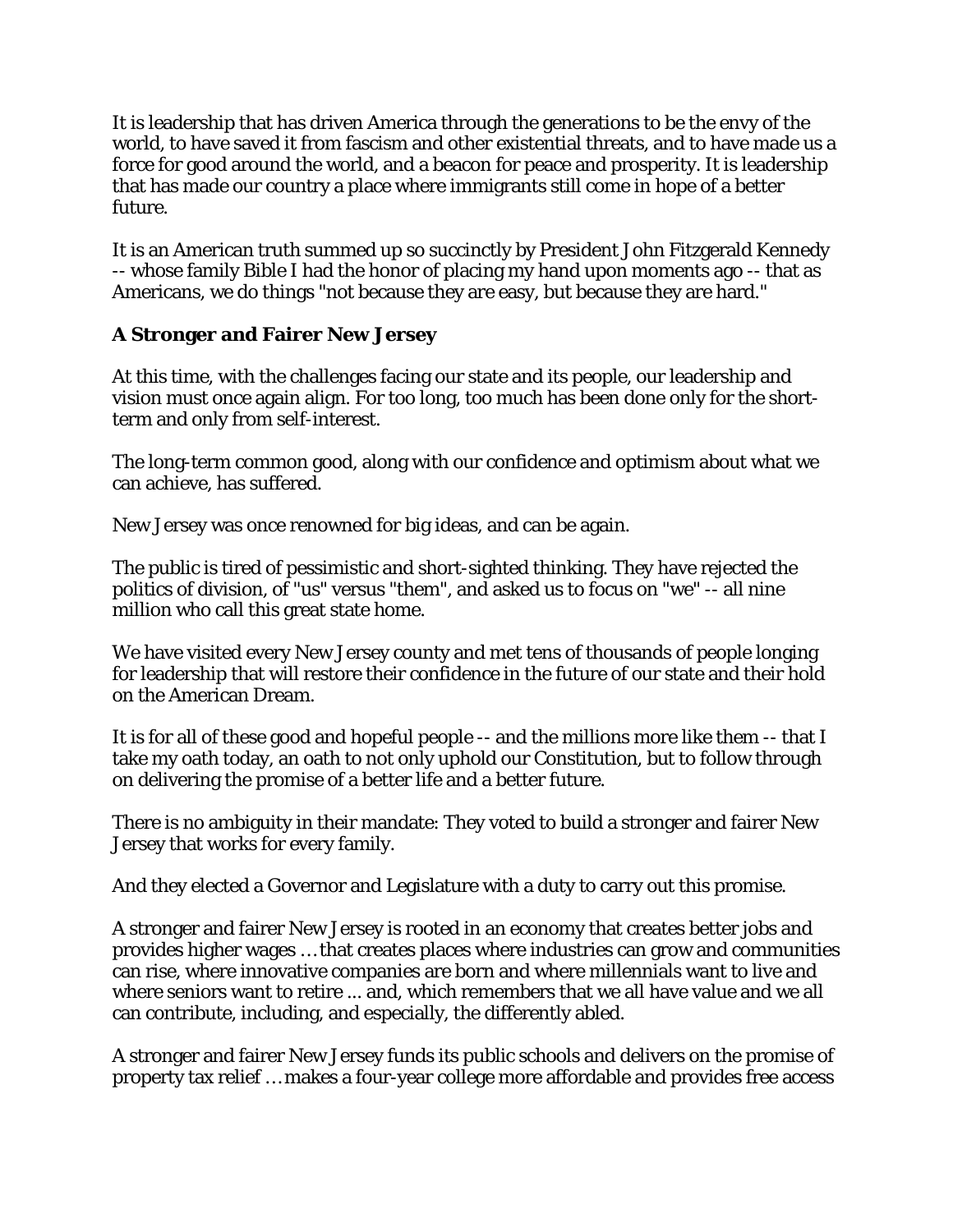It is leadership that has driven America through the generations to be the envy of the world, to have saved it from fascism and other existential threats, and to have made us a force for good around the world, and a beacon for peace and prosperity. It is leadership that has made our country a place where immigrants still come in hope of a better future.

It is an American truth summed up so succinctly by President John Fitzgerald Kennedy -- whose family Bible I had the honor of placing my hand upon moments ago -- that as Americans, we do things "not because they are easy, but because they are hard."

**A Stronger and Fairer New Jersey**

At this time, with the challenges facing our state and its people, our leadership and vision must once again align. For too long, too much has been done only for the short-term and only from self-interest.

The long-term common good, along with our confidence and optimism about what we can achieve, has suffered.

New Jersey was once renowned for big ideas, and can be again.

The public is tired of pessimistic and short-sighted thinking. They have rejected the politics of division, of "us" versus "them", and asked us to focus on "we" -- all nine million who call this great state home.

We have visited every New Jersey county and met tens of thousands of people longing for leadership that will restore their confidence in the future of our state and their hold on the American Dream.

It is for all of these good and hopeful people -- and the millions more like them -- that I take my oath today, an oath to not only uphold our Constitution, but to follow through on delivering the promise of a better life and a better future.

There is no ambiguity in their mandate: They voted to build a stronger and fairer New Jersey that works for every family.

And they elected a Governor and Legislature with a duty to carry out this promise.

A stronger and fairer New Jersey is rooted in an economy that creates better jobs and provides higher wages … that creates places where industries can grow and communities can rise, where innovative companies are born and where millennials want to live and where seniors want to retire ... and, which remembers that we all have value and we all can contribute, including, and especially, the differently abled.

A stronger and fairer New Jersey funds its public schools and delivers on the promise of property tax relief … makes a four-year college more affordable and provides free access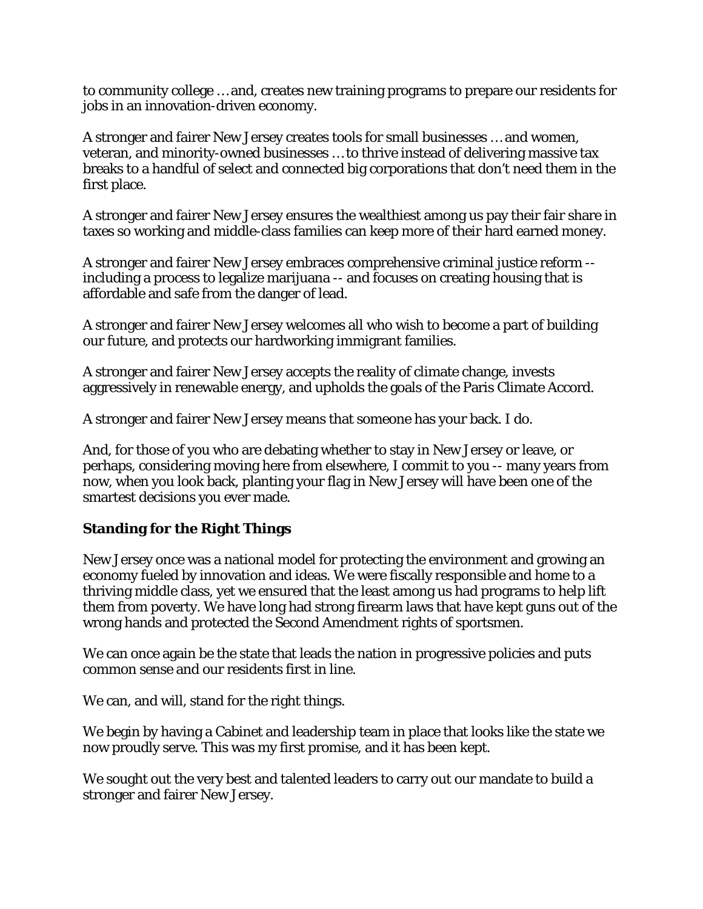to community college … and, creates new training programs to prepare our residents for jobs in an innovation-driven economy.

A stronger and fairer New Jersey creates tools for small businesses … and women, veteran, and minority-owned businesses … to thrive instead of delivering massive tax breaks to a handful of select and connected big corporations that don't need them in the first place.

A stronger and fairer New Jersey ensures the wealthiest among us pay their fair share in taxes so working and middle-class families can keep more of their hard earned money.

A stronger and fairer New Jersey embraces comprehensive criminal justice reform -- including a process to legalize marijuana -- and focuses on creating housing that is affordable and safe from the danger of lead.

A stronger and fairer New Jersey welcomes all who wish to become a part of building our future, and protects our hardworking immigrant families.

A stronger and fairer New Jersey accepts the reality of climate change, invests aggressively in renewable energy, and upholds the goals of the Paris Climate Accord.

A stronger and fairer New Jersey means that someone has your back. I do.

And, for those of you who are debating whether to stay in New Jersey or leave, or perhaps, considering moving here from elsewhere, I commit to you -- many years from now, when you look back, planting your flag in New Jersey will have been one of the smartest decisions you ever made.

**Standing for the Right Things**

New Jersey once was a national model for protecting the environment and growing an economy fueled by innovation and ideas. We were fiscally responsible and home to a thriving middle class, yet we ensured that the least among us had programs to help lift them from poverty. We have long had strong firearm laws that have kept guns out of the wrong hands and protected the Second Amendment rights of sportsmen.

We can once again be the state that leads the nation in progressive policies and puts common sense and our residents first in line.

We can, and will, stand for the right things.

We begin by having a Cabinet and leadership team in place that looks like the state we now proudly serve. This was my first promise, and it has been kept.

We sought out the very best and talented leaders to carry out our mandate to build a stronger and fairer New Jersey.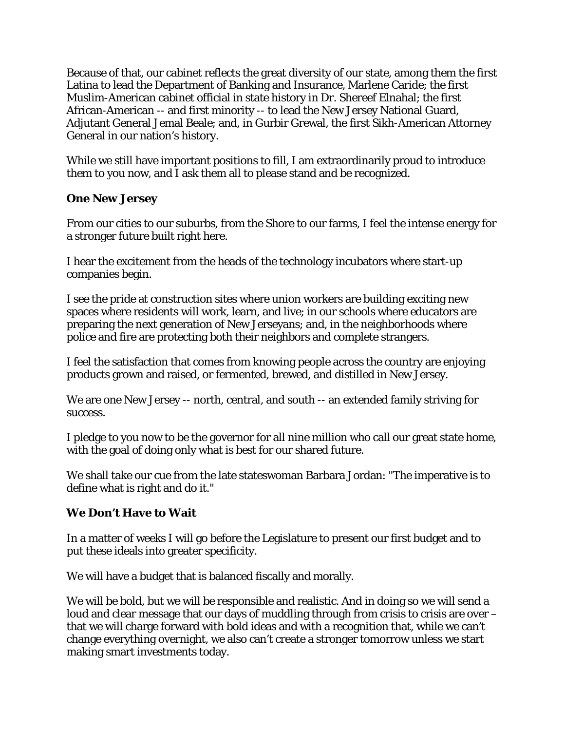Because of that, our cabinet reflects the great diversity of our state, among them the first Latina to lead the Department of Banking and Insurance, Marlene Caride; the first Muslim-American cabinet official in state history in Dr. Shereef Elnahal; the first African-American -- and first minority -- to lead the New Jersey National Guard, Adjutant General Jemal Beale; and, in Gurbir Grewal, the first Sikh-American Attorney General in our nation's history.

While we still have important positions to fill, I am extraordinarily proud to introduce them to you now, and I ask them all to please stand and be recognized.

### One New Jersey

From our cities to our suburbs, from the Shore to our farms, I feel the intense energy for a stronger future built right here.

I hear the excitement from the heads of the technology incubators where start-up companies begin.

I see the pride at construction sites where union workers are building exciting new spaces where residents will work, learn, and live; in our schools where educators are preparing the next generation of New Jerseyans; and, in the neighborhoods where police and fire are protecting both their neighbors and complete strangers.

I feel the satisfaction that comes from knowing people across the country are enjoying products grown and raised, or fermented, brewed, and distilled in New Jersey.

We are one New Jersey -- north, central, and south -- an extended family striving for success.

I pledge to you now to be the governor for all nine million who call our great state home, with the goal of doing only what is best for our shared future.

We shall take our cue from the late stateswoman Barbara Jordan: "The imperative is to define what is right and do it."

### We Don't Have to Wait

In a matter of weeks I will go before the Legislature to present our first budget and to put these ideals into greater specificity.

We will have a budget that is balanced fiscally and morally.

We will be bold, but we will be responsible and realistic. And in doing so we will send a loud and clear message that our days of muddling through from crisis to crisis are over – that we will charge forward with bold ideas and with a recognition that, while we can't change everything overnight, we also can't create a stronger tomorrow unless we start making smart investments today.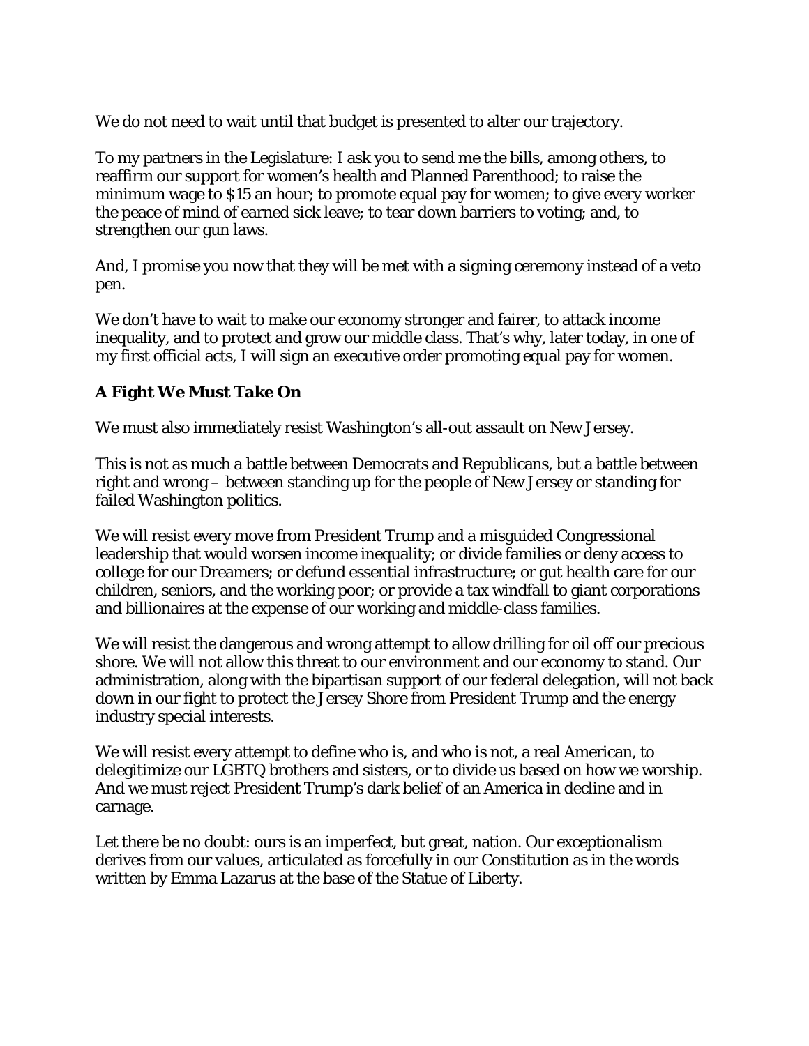We do not need to wait until that budget is presented to alter our trajectory.

To my partners in the Legislature: I ask you to send me the bills, among others, to reaffirm our support for women's health and Planned Parenthood; to raise the minimum wage to $15 an hour; to promote equal pay for women; to give every worker the peace of mind of earned sick leave; to tear down barriers to voting; and, to strengthen our gun laws.

And, I promise you now that they will be met with a signing ceremony instead of a veto pen.

We don't have to wait to make our economy stronger and fairer, to attack income inequality, and to protect and grow our middle class. That's why, later today, in one of my first official acts, I will sign an executive order promoting equal pay for women.

**A Fight We Must Take On**

We must also immediately resist Washington's all-out assault on New Jersey.

This is not as much a battle between Democrats and Republicans, but a battle between right and wrong – between standing up for the people of New Jersey or standing for failed Washington politics.

We will resist every move from President Trump and a misguided Congressional leadership that would worsen income inequality; or divide families or deny access to college for our Dreamers; or defund essential infrastructure; or gut health care for our children, seniors, and the working poor; or provide a tax windfall to giant corporations and billionaires at the expense of our working and middle-class families.

We will resist the dangerous and wrong attempt to allow drilling for oil off our precious shore. We will not allow this threat to our environment and our economy to stand. Our administration, along with the bipartisan support of our federal delegation, will not back down in our fight to protect the Jersey Shore from President Trump and the energy industry special interests.

We will resist every attempt to define who is, and who is not, a real American, to delegitimize our LGBTQ brothers and sisters, or to divide us based on how we worship. And we must reject President Trump's dark belief of an America in decline and in carnage.

Let there be no doubt: ours is an imperfect, but great, nation. Our exceptionalism derives from our values, articulated as forcefully in our Constitution as in the words written by Emma Lazarus at the base of the Statue of Liberty.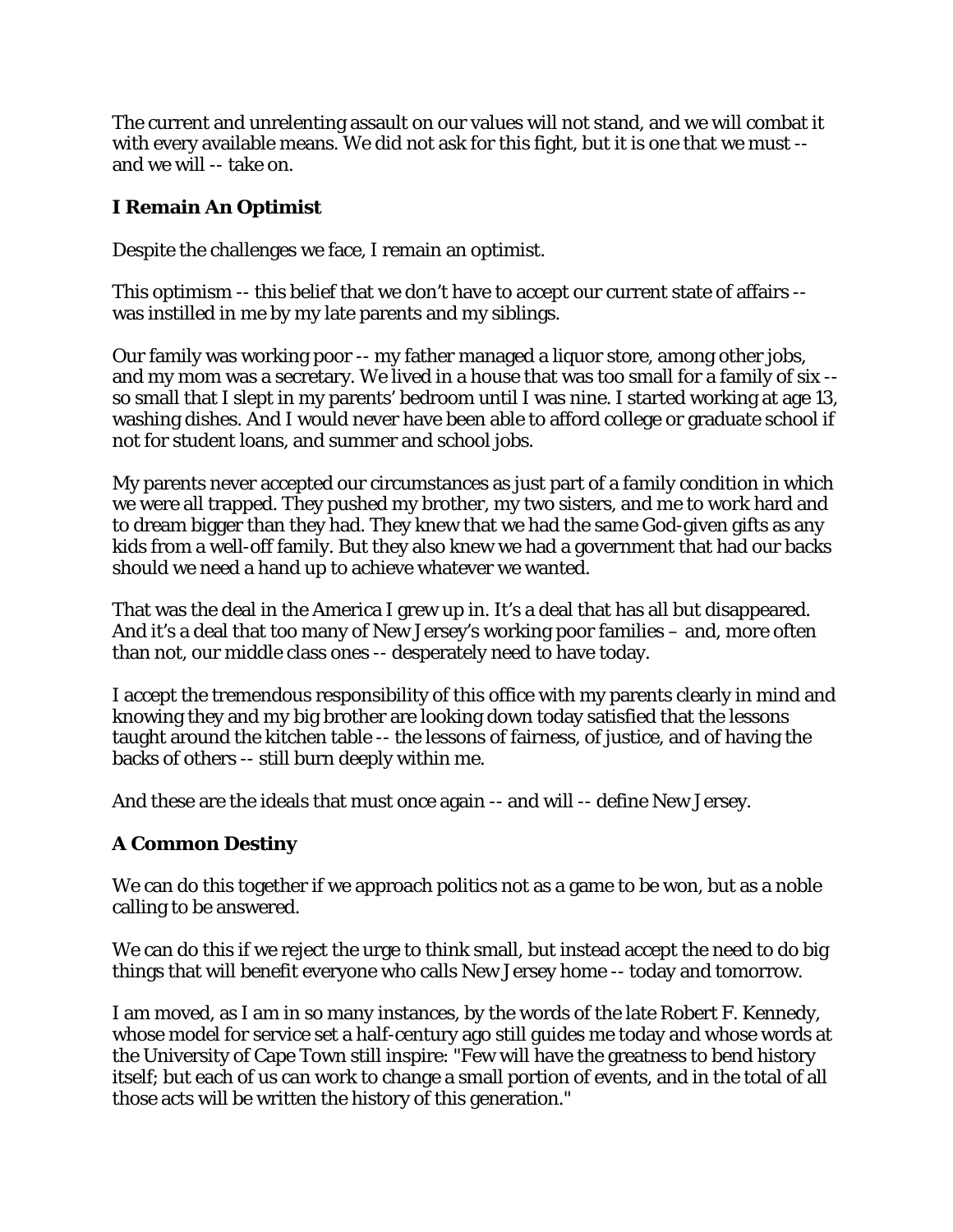The current and unrelenting assault on our values will not stand, and we will combat it with every available means. We did not ask for this fight, but it is one that we must -- and we will -- take on.

## I Remain An Optimist

Despite the challenges we face, I remain an optimist.

This optimism -- this belief that we don't have to accept our current state of affairs -- was instilled in me by my late parents and my siblings.

Our family was working poor -- my father managed a liquor store, among other jobs, and my mom was a secretary. We lived in a house that was too small for a family of six -- so small that I slept in my parents' bedroom until I was nine. I started working at age 13, washing dishes. And I would never have been able to afford college or graduate school if not for student loans, and summer and school jobs.

My parents never accepted our circumstances as just part of a family condition in which we were all trapped. They pushed my brother, my two sisters, and me to work hard and to dream bigger than they had. They knew that we had the same God-given gifts as any kids from a well-off family. But they also knew we had a government that had our backs should we need a hand up to achieve whatever we wanted.

That was the deal in the America I grew up in. It's a deal that has all but disappeared. And it's a deal that too many of New Jersey's working poor families – and, more often than not, our middle class ones -- desperately need to have today.

I accept the tremendous responsibility of this office with my parents clearly in mind and knowing they and my big brother are looking down today satisfied that the lessons taught around the kitchen table -- the lessons of fairness, of justice, and of having the backs of others -- still burn deeply within me.

And these are the ideals that must once again -- and will -- define New Jersey.

## A Common Destiny

We can do this together if we approach politics not as a game to be won, but as a noble calling to be answered.

We can do this if we reject the urge to think small, but instead accept the need to do big things that will benefit everyone who calls New Jersey home -- today and tomorrow.

I am moved, as I am in so many instances, by the words of the late Robert F. Kennedy, whose model for service set a half-century ago still guides me today and whose words at the University of Cape Town still inspire: "Few will have the greatness to bend history itself; but each of us can work to change a small portion of events, and in the total of all those acts will be written the history of this generation."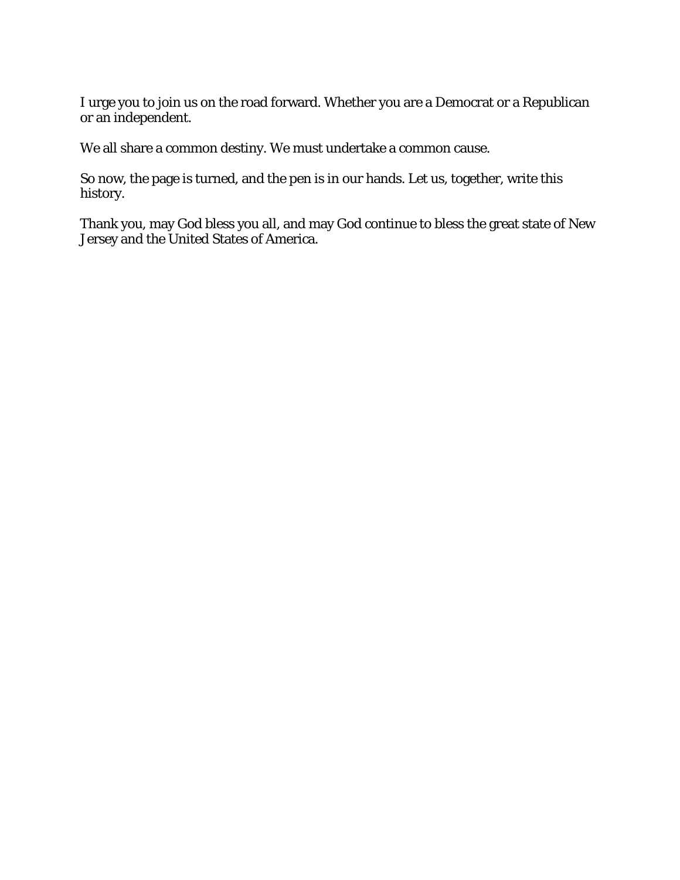I urge you to join us on the road forward. Whether you are a Democrat or a Republican or an independent.

We all share a common destiny. We must undertake a common cause.

So now, the page is turned, and the pen is in our hands. Let us, together, write this history.

Thank you, may God bless you all, and may God continue to bless the great state of New Jersey and the United States of America.